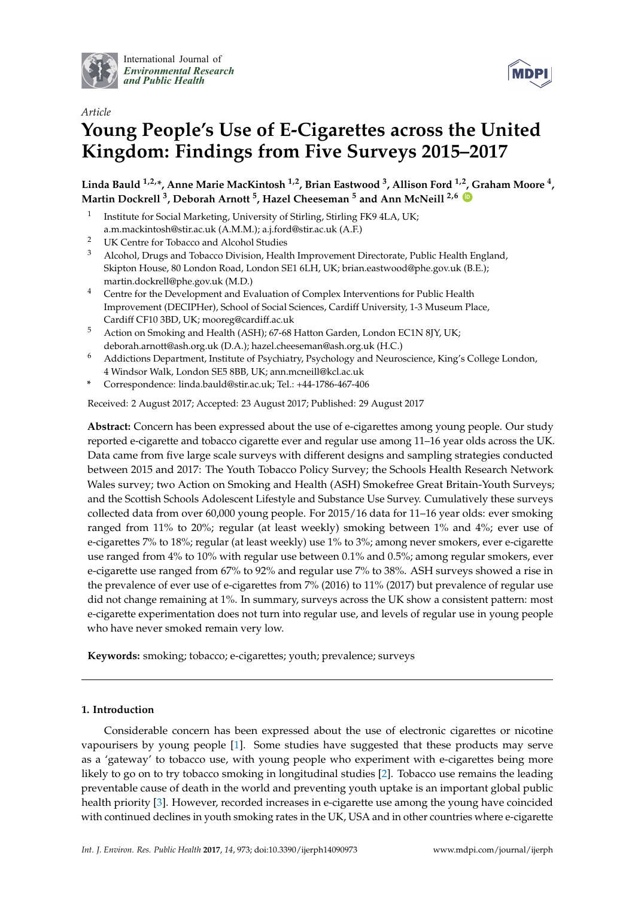*Article*

# Young People's Use of E-Cigarettes across the United Kingdom: Findings from Five Surveys 2015–2017

**Linda Bauld [1,2,*], Anne Marie MacKintosh [1,2], Brian Eastwood [3], Allison Ford [1,2], Graham Moore [4], Martin Dockrell [3], Deborah Arnott [5], Hazel Cheeseman [5] and Ann McNeill [2,6]**

[1] Institute for Social Marketing, University of Stirling, Stirling FK9 4LA, UK; a.m.mackintosh@stir.ac.uk (A.M.M.); a.j.ford@stir.ac.uk (A.F.)

[2] UK Centre for Tobacco and Alcohol Studies

[3] Alcohol, Drugs and Tobacco Division, Health Improvement Directorate, Public Health England, Skipton House, 80 London Road, London SE1 6LH, UK; brian.eastwood@phe.gov.uk (B.E.); martin.dockrell@phe.gov.uk (M.D.)

[4] Centre for the Development and Evaluation of Complex Interventions for Public Health Improvement (DECIPHer), School of Social Sciences, Cardiff University, 1-3 Museum Place, Cardiff CF10 3BD, UK; mooreg@cardiff.ac.uk

[5] Action on Smoking and Health (ASH); 67-68 Hatton Garden, London EC1N 8JY, UK; deborah.arnott@ash.org.uk (D.A.); hazel.cheeseman@ash.org.uk (H.C.)

[6] Addictions Department, Institute of Psychiatry, Psychology and Neuroscience, King's College London, 4 Windsor Walk, London SE5 8BB, UK; ann.mcneill@kcl.ac.uk

\* Correspondence: linda.bauld@stir.ac.uk; Tel.: +44-1786-467-406

Received: 2 August 2017; Accepted: 23 August 2017; Published: 29 August 2017

**Abstract:** Concern has been expressed about the use of e-cigarettes among young people. Our study reported e-cigarette and tobacco cigarette ever and regular use among 11–16 year olds across the UK. Data came from five large scale surveys with different designs and sampling strategies conducted between 2015 and 2017: The Youth Tobacco Policy Survey; the Schools Health Research Network Wales survey; two Action on Smoking and Health (ASH) Smokefree Great Britain-Youth Surveys; and the Scottish Schools Adolescent Lifestyle and Substance Use Survey. Cumulatively these surveys collected data from over 60,000 young people. For 2015/16 data for 11–16 year olds: ever smoking ranged from 11% to 20%; regular (at least weekly) smoking between 1% and 4%; ever use of e-cigarettes 7% to 18%; regular (at least weekly) use 1% to 3%; among never smokers, ever e-cigarette use ranged from 4% to 10% with regular use between 0.1% and 0.5%; among regular smokers, ever e-cigarette use ranged from 67% to 92% and regular use 7% to 38%. ASH surveys showed a rise in the prevalence of ever use of e-cigarettes from 7% (2016) to 11% (2017) but prevalence of regular use did not change remaining at 1%. In summary, surveys across the UK show a consistent pattern: most e-cigarette experimentation does not turn into regular use, and levels of regular use in young people who have never smoked remain very low.

**Keywords:** smoking; tobacco; e-cigarettes; youth; prevalence; surveys

## 1. Introduction

Considerable concern has been expressed about the use of electronic cigarettes or nicotine vapourisers by young people [1]. Some studies have suggested that these products may serve as a 'gateway' to tobacco use, with young people who experiment with e-cigarettes being more likely to go on to try tobacco smoking in longitudinal studies [2]. Tobacco use remains the leading preventable cause of death in the world and preventing youth uptake is an important global public health priority [3]. However, recorded increases in e-cigarette use among the young have coincided with continued declines in youth smoking rates in the UK, USA and in other countries where e-cigarette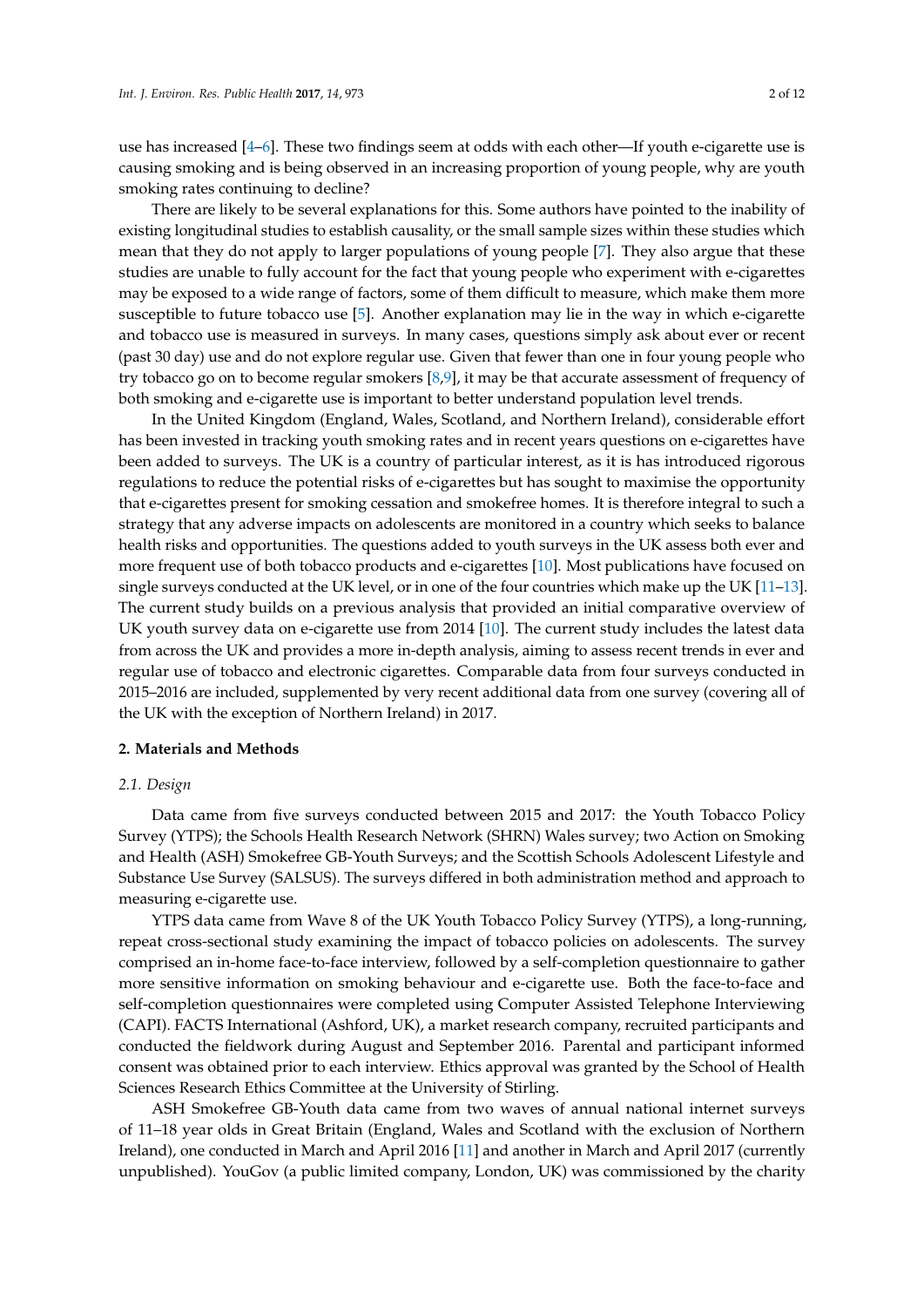use has increased [4–6]. These two findings seem at odds with each other—If youth e-cigarette use is causing smoking and is being observed in an increasing proportion of young people, why are youth smoking rates continuing to decline?

There are likely to be several explanations for this. Some authors have pointed to the inability of existing longitudinal studies to establish causality, or the small sample sizes within these studies which mean that they do not apply to larger populations of young people [7]. They also argue that these studies are unable to fully account for the fact that young people who experiment with e-cigarettes may be exposed to a wide range of factors, some of them difficult to measure, which make them more susceptible to future tobacco use [5]. Another explanation may lie in the way in which e-cigarette and tobacco use is measured in surveys. In many cases, questions simply ask about ever or recent (past 30 day) use and do not explore regular use. Given that fewer than one in four young people who try tobacco go on to become regular smokers [8,9], it may be that accurate assessment of frequency of both smoking and e-cigarette use is important to better understand population level trends.

In the United Kingdom (England, Wales, Scotland, and Northern Ireland), considerable effort has been invested in tracking youth smoking rates and in recent years questions on e-cigarettes have been added to surveys. The UK is a country of particular interest, as it is has introduced rigorous regulations to reduce the potential risks of e-cigarettes but has sought to maximise the opportunity that e-cigarettes present for smoking cessation and smokefree homes. It is therefore integral to such a strategy that any adverse impacts on adolescents are monitored in a country which seeks to balance health risks and opportunities. The questions added to youth surveys in the UK assess both ever and more frequent use of both tobacco products and e-cigarettes [10]. Most publications have focused on single surveys conducted at the UK level, or in one of the four countries which make up the UK [11–13]. The current study builds on a previous analysis that provided an initial comparative overview of UK youth survey data on e-cigarette use from 2014 [10]. The current study includes the latest data from across the UK and provides a more in-depth analysis, aiming to assess recent trends in ever and regular use of tobacco and electronic cigarettes. Comparable data from four surveys conducted in 2015–2016 are included, supplemented by very recent additional data from one survey (covering all of the UK with the exception of Northern Ireland) in 2017.

## 2. Materials and Methods

### *2.1. Design*

Data came from five surveys conducted between 2015 and 2017: the Youth Tobacco Policy Survey (YTPS); the Schools Health Research Network (SHRN) Wales survey; two Action on Smoking and Health (ASH) Smokefree GB-Youth Surveys; and the Scottish Schools Adolescent Lifestyle and Substance Use Survey (SALSUS). The surveys differed in both administration method and approach to measuring e-cigarette use.

YTPS data came from Wave 8 of the UK Youth Tobacco Policy Survey (YTPS), a long-running, repeat cross-sectional study examining the impact of tobacco policies on adolescents. The survey comprised an in-home face-to-face interview, followed by a self-completion questionnaire to gather more sensitive information on smoking behaviour and e-cigarette use. Both the face-to-face and self-completion questionnaires were completed using Computer Assisted Telephone Interviewing (CAPI). FACTS International (Ashford, UK), a market research company, recruited participants and conducted the fieldwork during August and September 2016. Parental and participant informed consent was obtained prior to each interview. Ethics approval was granted by the School of Health Sciences Research Ethics Committee at the University of Stirling.

ASH Smokefree GB-Youth data came from two waves of annual national internet surveys of 11–18 year olds in Great Britain (England, Wales and Scotland with the exclusion of Northern Ireland), one conducted in March and April 2016 [11] and another in March and April 2017 (currently unpublished). YouGov (a public limited company, London, UK) was commissioned by the charity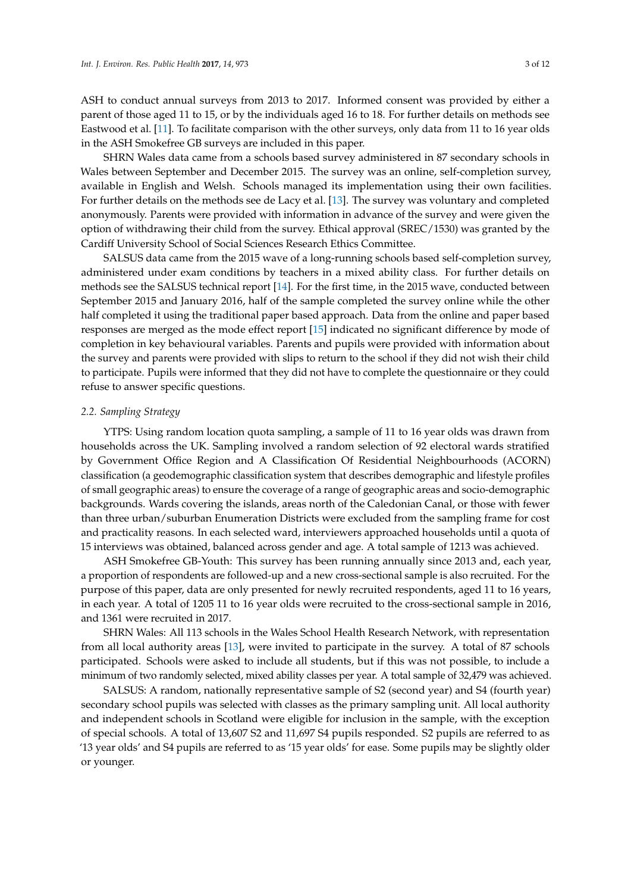ASH to conduct annual surveys from 2013 to 2017. Informed consent was provided by either a parent of those aged 11 to 15, or by the individuals aged 16 to 18. For further details on methods see Eastwood et al. [11]. To facilitate comparison with the other surveys, only data from 11 to 16 year olds in the ASH Smokefree GB surveys are included in this paper.

SHRN Wales data came from a schools based survey administered in 87 secondary schools in Wales between September and December 2015. The survey was an online, self-completion survey, available in English and Welsh. Schools managed its implementation using their own facilities. For further details on the methods see de Lacy et al. [13]. The survey was voluntary and completed anonymously. Parents were provided with information in advance of the survey and were given the option of withdrawing their child from the survey. Ethical approval (SREC/1530) was granted by the Cardiff University School of Social Sciences Research Ethics Committee.

SALSUS data came from the 2015 wave of a long-running schools based self-completion survey, administered under exam conditions by teachers in a mixed ability class. For further details on methods see the SALSUS technical report [14]. For the first time, in the 2015 wave, conducted between September 2015 and January 2016, half of the sample completed the survey online while the other half completed it using the traditional paper based approach. Data from the online and paper based responses are merged as the mode effect report [15] indicated no significant difference by mode of completion in key behavioural variables. Parents and pupils were provided with information about the survey and parents were provided with slips to return to the school if they did not wish their child to participate. Pupils were informed that they did not have to complete the questionnaire or they could refuse to answer specific questions.

### *2.2. Sampling Strategy*

YTPS: Using random location quota sampling, a sample of 11 to 16 year olds was drawn from households across the UK. Sampling involved a random selection of 92 electoral wards stratified by Government Office Region and A Classification Of Residential Neighbourhoods (ACORN) classification (a geodemographic classification system that describes demographic and lifestyle profiles of small geographic areas) to ensure the coverage of a range of geographic areas and socio-demographic backgrounds. Wards covering the islands, areas north of the Caledonian Canal, or those with fewer than three urban/suburban Enumeration Districts were excluded from the sampling frame for cost and practicality reasons. In each selected ward, interviewers approached households until a quota of 15 interviews was obtained, balanced across gender and age. A total sample of 1213 was achieved.

ASH Smokefree GB-Youth: This survey has been running annually since 2013 and, each year, a proportion of respondents are followed-up and a new cross-sectional sample is also recruited. For the purpose of this paper, data are only presented for newly recruited respondents, aged 11 to 16 years, in each year. A total of 1205 11 to 16 year olds were recruited to the cross-sectional sample in 2016, and 1361 were recruited in 2017.

SHRN Wales: All 113 schools in the Wales School Health Research Network, with representation from all local authority areas [13], were invited to participate in the survey. A total of 87 schools participated. Schools were asked to include all students, but if this was not possible, to include a minimum of two randomly selected, mixed ability classes per year. A total sample of 32,479 was achieved.

SALSUS: A random, nationally representative sample of S2 (second year) and S4 (fourth year) secondary school pupils was selected with classes as the primary sampling unit. All local authority and independent schools in Scotland were eligible for inclusion in the sample, with the exception of special schools. A total of 13,607 S2 and 11,697 S4 pupils responded. S2 pupils are referred to as '13 year olds' and S4 pupils are referred to as '15 year olds' for ease. Some pupils may be slightly older or younger.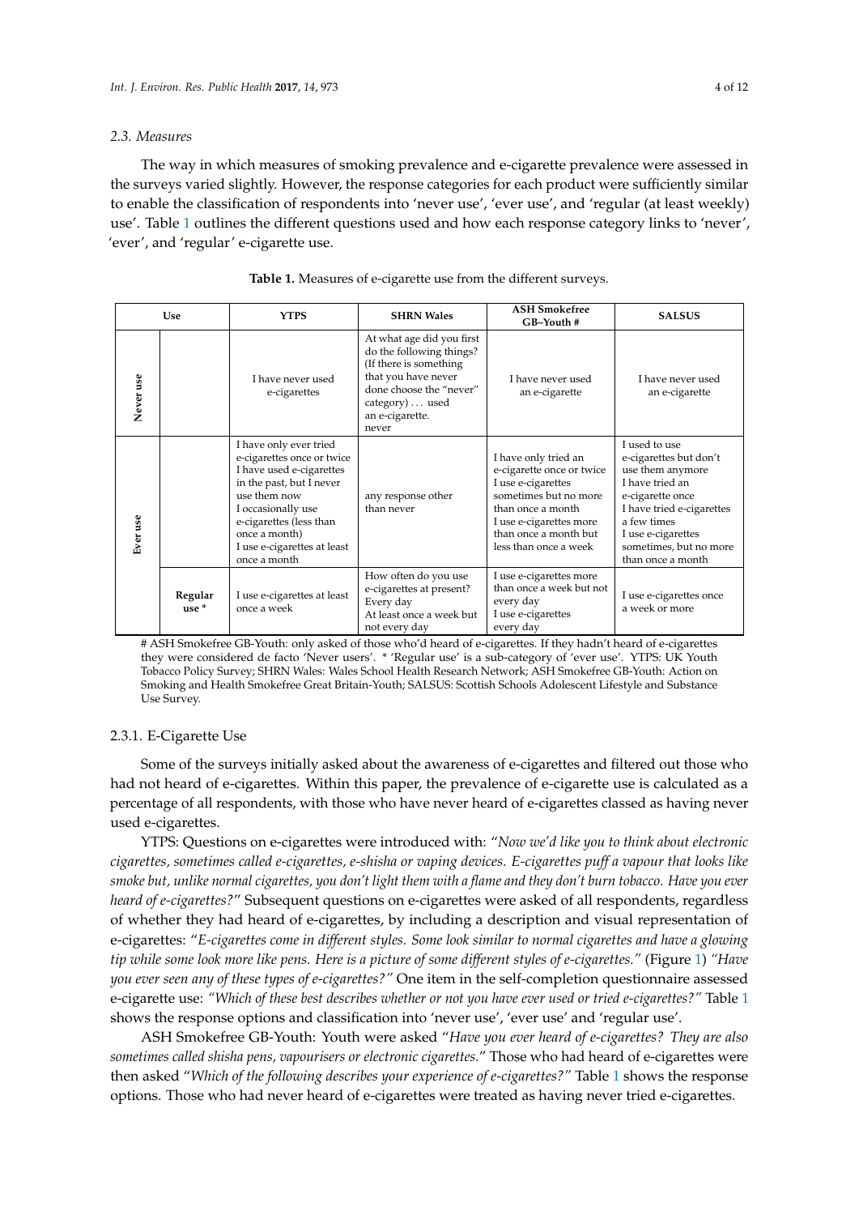### 2.3. Measures

The way in which measures of smoking prevalence and e-cigarette prevalence were assessed in the surveys varied slightly. However, the response categories for each product were sufficiently similar to enable the classification of respondents into 'never use', 'ever use', and 'regular (at least weekly) use'. Table 1 outlines the different questions used and how each response category links to 'never', 'ever', and 'regular' e-cigarette use.

**Table 1.** Measures of e-cigarette use from the different surveys.

| Use | | YTPS | SHRN Wales | ASH Smokefree GB–Youth # | SALSUS |
|---|---|---|---|---|---|
| Never use | | I have never used e-cigarettes | At what age did you first do the following things? (If there is something that you have never done choose the "never" category) ... used an e-cigarette. never | I have never used an e-cigarette | I have never used an e-cigarette |
| Ever use | | I have only ever tried e-cigarettes once or twice<br>I have used e-cigarettes in the past, but I never use them now<br>I occasionally use e-cigarettes (less than once a month)<br>I use e-cigarettes at least once a month | any response other than never | I have only tried an e-cigarette once or twice<br>I use e-cigarettes sometimes but no more than once a month<br>I use e-cigarettes more than once a month but less than once a week | I used to use e-cigarettes but don't use them anymore<br>I have tried an e-cigarette once<br>I have tried e-cigarettes a few times<br>I use e-cigarettes sometimes, but no more than once a month |
| | Regular use * | I use e-cigarettes at least once a week | How often do you use e-cigarettes at present? Every day<br>At least once a week but not every day | I use e-cigarettes more than once a week but not every day<br>I use e-cigarettes every day | I use e-cigarettes once a week or more |

# ASH Smokefree GB-Youth: only asked of those who'd heard of e-cigarettes. If they hadn't heard of e-cigarettes they were considered de facto 'Never users'. * 'Regular use' is a sub-category of 'ever use'. YTPS: UK Youth Tobacco Policy Survey; SHRN Wales: Wales School Health Research Network; ASH Smokefree GB-Youth: Action on Smoking and Health Smokefree Great Britain-Youth; SALSUS: Scottish Schools Adolescent Lifestyle and Substance Use Survey.

#### 2.3.1. E-Cigarette Use

Some of the surveys initially asked about the awareness of e-cigarettes and filtered out those who had not heard of e-cigarettes. Within this paper, the prevalence of e-cigarette use is calculated as a percentage of all respondents, with those who have never heard of e-cigarettes classed as having never used e-cigarettes.

YTPS: Questions on e-cigarettes were introduced with: "*Now we'd like you to think about electronic cigarettes, sometimes called e-cigarettes, e-shisha or vaping devices. E-cigarettes puff a vapour that looks like smoke but, unlike normal cigarettes, you don't light them with a flame and they don't burn tobacco. Have you ever heard of e-cigarettes?*" Subsequent questions on e-cigarettes were asked of all respondents, regardless of whether they had heard of e-cigarettes, by including a description and visual representation of e-cigarettes: "*E-cigarettes come in different styles. Some look similar to normal cigarettes and have a glowing tip while some look more like pens. Here is a picture of some different styles of e-cigarettes.*" (Figure 1) *"Have you ever seen any of these types of e-cigarettes?"* One item in the self-completion questionnaire assessed e-cigarette use: *"Which of these best describes whether or not you have ever used or tried e-cigarettes?"* Table 1 shows the response options and classification into 'never use', 'ever use' and 'regular use'.

ASH Smokefree GB-Youth: Youth were asked "*Have you ever heard of e-cigarettes? They are also sometimes called shisha pens, vapourisers or electronic cigarettes.*" Those who had heard of e-cigarettes were then asked "*Which of the following describes your experience of e-cigarettes?*" Table 1 shows the response options. Those who had never heard of e-cigarettes were treated as having never tried e-cigarettes.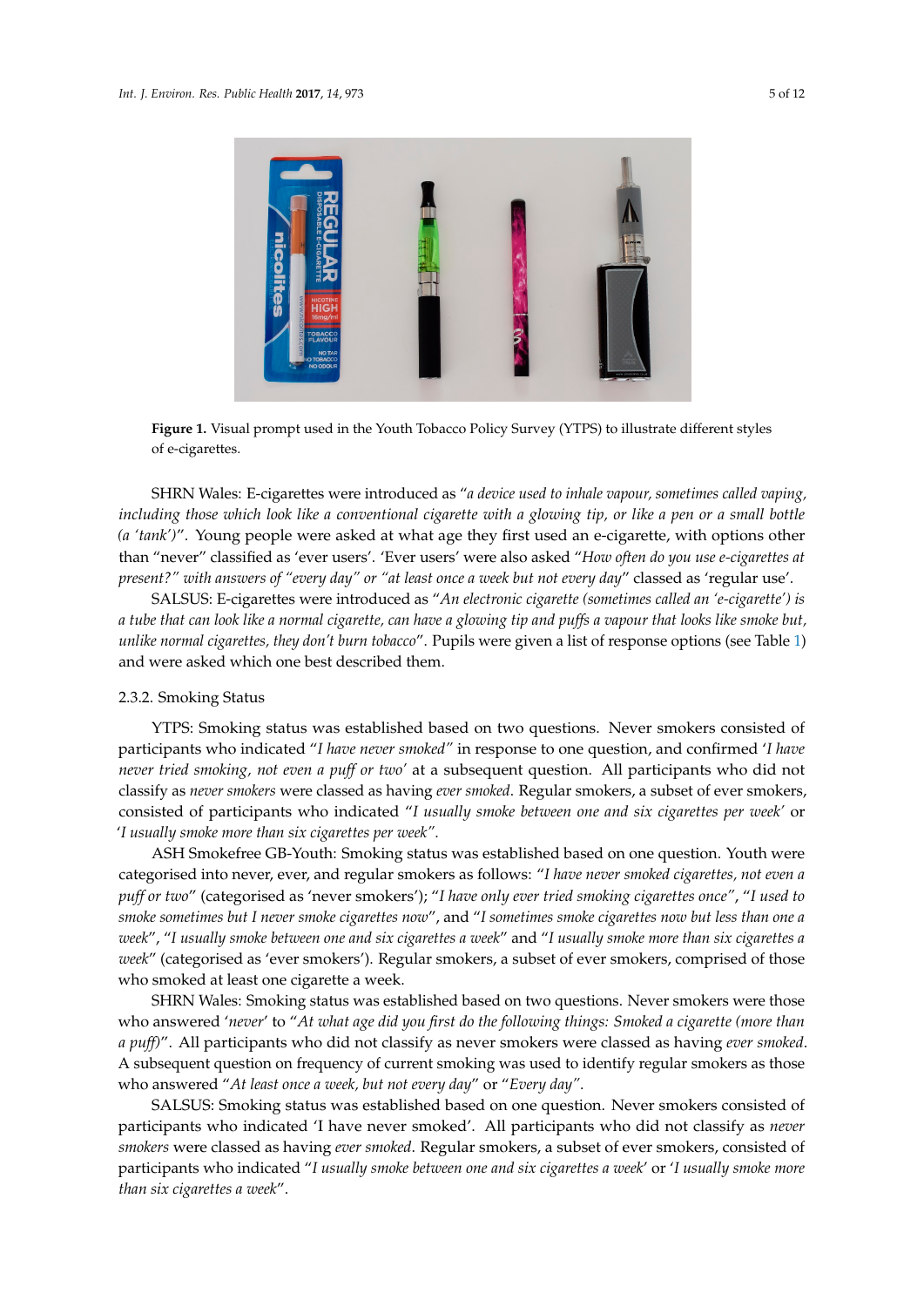**Figure 1.** Visual prompt used in the Youth Tobacco Policy Survey (YTPS) to illustrate different styles of e-cigarettes.

SHRN Wales: E-cigarettes were introduced as "*a device used to inhale vapour, sometimes called vaping, including those which look like a conventional cigarette with a glowing tip, or like a pen or a small bottle (a 'tank')*". Young people were asked at what age they first used an e-cigarette, with options other than "never" classified as 'ever users'. 'Ever users' were also asked "*How often do you use e-cigarettes at present?" with answers of "every day" or "at least once a week but not every day*" classed as 'regular use'.

SALSUS: E-cigarettes were introduced as "*An electronic cigarette (sometimes called an 'e-cigarette') is a tube that can look like a normal cigarette, can have a glowing tip and puffs a vapour that looks like smoke but, unlike normal cigarettes, they don't burn tobacco*". Pupils were given a list of response options (see Table 1) and were asked which one best described them.

### 2.3.2. Smoking Status

YTPS: Smoking status was established based on two questions. Never smokers consisted of participants who indicated "*I have never smoked"* in response to one question, and confirmed '*I have never tried smoking, not even a puff or two*' at a subsequent question. All participants who did not classify as *never smokers* were classed as having *ever smoked*. Regular smokers, a subset of ever smokers, consisted of participants who indicated "*I usually smoke between one and six cigarettes per week*' or '*I usually smoke more than six cigarettes per week"*.

ASH Smokefree GB-Youth: Smoking status was established based on one question. Youth were categorised into never, ever, and regular smokers as follows: "*I have never smoked cigarettes, not even a puff or two*" (categorised as 'never smokers'); "*I have only ever tried smoking cigarettes once*", "*I used to smoke sometimes but I never smoke cigarettes now*", and "*I sometimes smoke cigarettes now but less than one a week*", "*I usually smoke between one and six cigarettes a week*" and "*I usually smoke more than six cigarettes a week*" (categorised as 'ever smokers'). Regular smokers, a subset of ever smokers, comprised of those who smoked at least one cigarette a week.

SHRN Wales: Smoking status was established based on two questions. Never smokers were those who answered '*never*' to "*At what age did you first do the following things: Smoked a cigarette (more than a puff)*". All participants who did not classify as never smokers were classed as having *ever smoked*. A subsequent question on frequency of current smoking was used to identify regular smokers as those who answered "*At least once a week, but not every day*" or "*Every day"*.

SALSUS: Smoking status was established based on one question. Never smokers consisted of participants who indicated 'I have never smoked'. All participants who did not classify as *never smokers* were classed as having *ever smoked*. Regular smokers, a subset of ever smokers, consisted of participants who indicated "*I usually smoke between one and six cigarettes a week*' or '*I usually smoke more than six cigarettes a week*".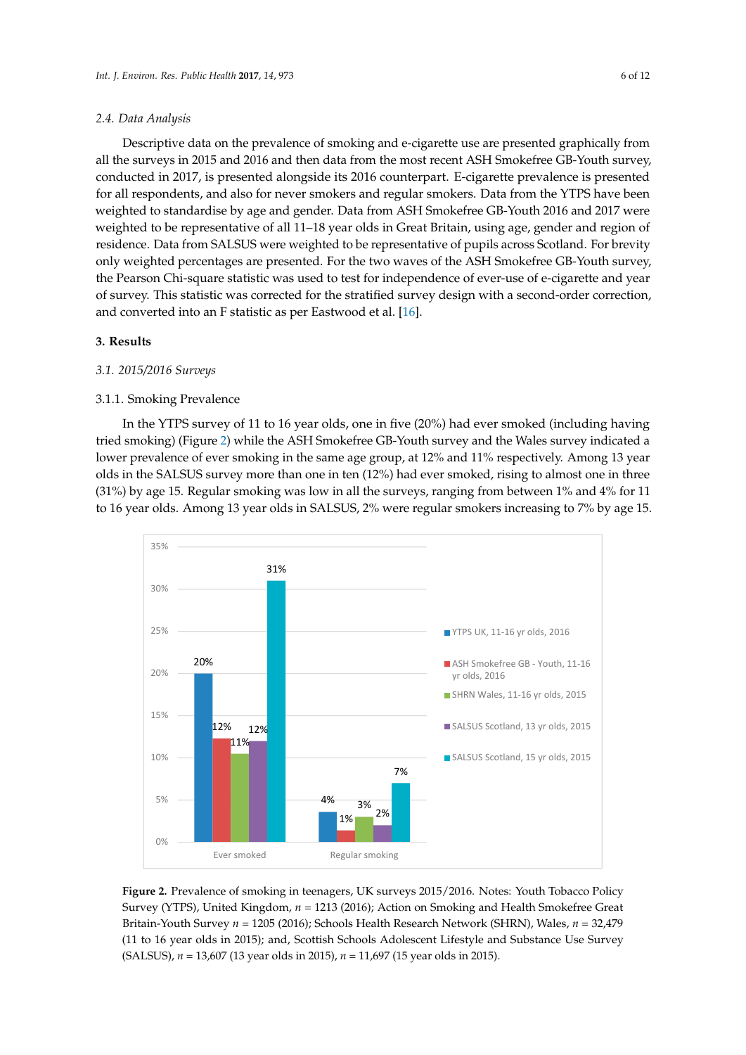### 2.4. Data Analysis

Descriptive data on the prevalence of smoking and e-cigarette use are presented graphically from all the surveys in 2015 and 2016 and then data from the most recent ASH Smokefree GB-Youth survey, conducted in 2017, is presented alongside its 2016 counterpart. E-cigarette prevalence is presented for all respondents, and also for never smokers and regular smokers. Data from the YTPS have been weighted to standardise by age and gender. Data from ASH Smokefree GB-Youth 2016 and 2017 were weighted to be representative of all 11–18 year olds in Great Britain, using age, gender and region of residence. Data from SALSUS were weighted to be representative of pupils across Scotland. For brevity only weighted percentages are presented. For the two waves of the ASH Smokefree GB-Youth survey, the Pearson Chi-square statistic was used to test for independence of ever-use of e-cigarette and year of survey. This statistic was corrected for the stratified survey design with a second-order correction, and converted into an F statistic as per Eastwood et al. [16].

## 3. Results

### 3.1. 2015/2016 Surveys

#### 3.1.1. Smoking Prevalence

In the YTPS survey of 11 to 16 year olds, one in five (20%) had ever smoked (including having tried smoking) (Figure 2) while the ASH Smokefree GB-Youth survey and the Wales survey indicated a lower prevalence of ever smoking in the same age group, at 12% and 11% respectively. Among 13 year olds in the SALSUS survey more than one in ten (12%) had ever smoked, rising to almost one in three (31%) by age 15. Regular smoking was low in all the surveys, ranging from between 1% and 4% for 11 to 16 year olds. Among 13 year olds in SALSUS, 2% were regular smokers increasing to 7% by age 15.

| | YTPS UK, 11-16 yr olds, 2016 | ASH Smokefree GB - Youth, 11-16 yr olds, 2016 | SHRN Wales, 11-16 yr olds, 2015 | SALSUS Scotland, 13 yr olds, 2015 | SALSUS Scotland, 15 yr olds, 2015 |
|---|---|---|---|---|---|
| Ever smoked | 20% | 12% | 11% | 12% | 31% |
| Regular smoking | 4% | 1% | 3% | 2% | 7% |

**Figure 2.** Prevalence of smoking in teenagers, UK surveys 2015/2016. Notes: Youth Tobacco Policy Survey (YTPS), United Kingdom, $n$ = 1213 (2016); Action on Smoking and Health Smokefree Great Britain-Youth Survey $n$ = 1205 (2016); Schools Health Research Network (SHRN), Wales, $n$ = 32,479 (11 to 16 year olds in 2015); and, Scottish Schools Adolescent Lifestyle and Substance Use Survey (SALSUS), $n$ = 13,607 (13 year olds in 2015), $n$ = 11,697 (15 year olds in 2015).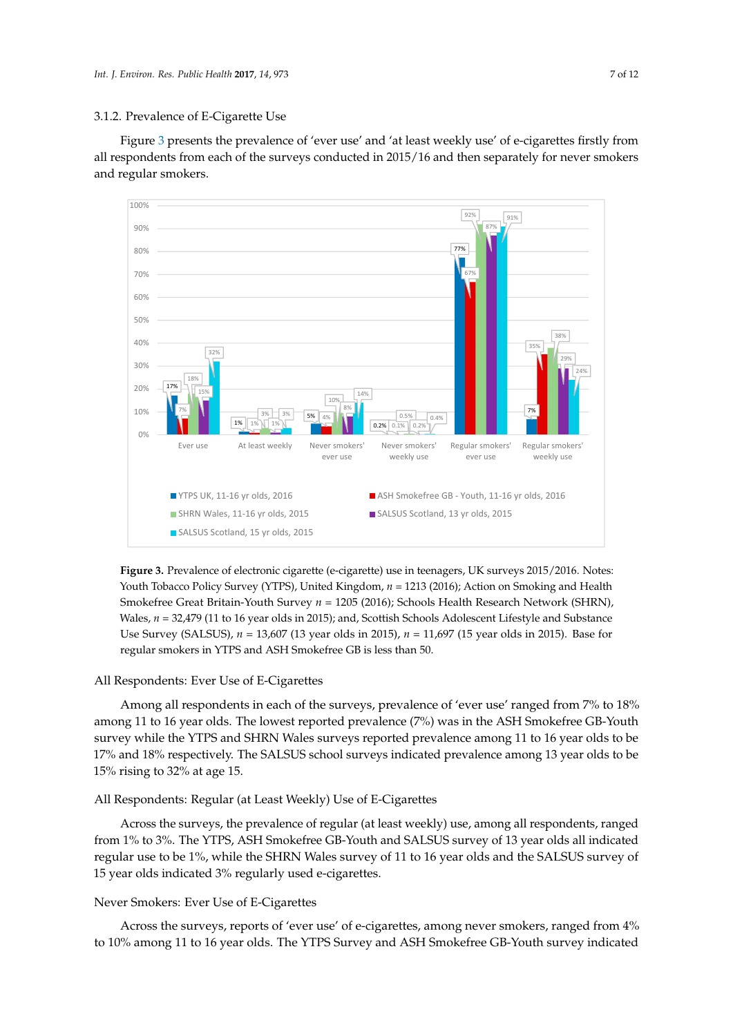### 3.1.2. Prevalence of E-Cigarette Use

Figure 3 presents the prevalence of 'ever use' and 'at least weekly use' of e-cigarettes firstly from all respondents from each of the surveys conducted in 2015/16 and then separately for never smokers and regular smokers.

**Figure 3.** Prevalence of electronic cigarette (e-cigarette) use in teenagers, UK surveys 2015/2016. Notes: Youth Tobacco Policy Survey (YTPS), United Kingdom, $n$ = 1213 (2016); Action on Smoking and Health Smokefree Great Britain-Youth Survey $n$ = 1205 (2016); Schools Health Research Network (SHRN), Wales, $n$ = 32,479 (11 to 16 year olds in 2015); and, Scottish Schools Adolescent Lifestyle and Substance Use Survey (SALSUS), $n$ = 13,607 (13 year olds in 2015), $n$ = 11,697 (15 year olds in 2015). Base for regular smokers in YTPS and ASH Smokefree GB is less than 50.

All Respondents: Ever Use of E-Cigarettes

Among all respondents in each of the surveys, prevalence of 'ever use' ranged from 7% to 18% among 11 to 16 year olds. The lowest reported prevalence (7%) was in the ASH Smokefree GB-Youth survey while the YTPS and SHRN Wales surveys reported prevalence among 11 to 16 year olds to be 17% and 18% respectively. The SALSUS school surveys indicated prevalence among 13 year olds to be 15% rising to 32% at age 15.

All Respondents: Regular (at Least Weekly) Use of E-Cigarettes

Across the surveys, the prevalence of regular (at least weekly) use, among all respondents, ranged from 1% to 3%. The YTPS, ASH Smokefree GB-Youth and SALSUS survey of 13 year olds all indicated regular use to be 1%, while the SHRN Wales survey of 11 to 16 year olds and the SALSUS survey of 15 year olds indicated 3% regularly used e-cigarettes.

Never Smokers: Ever Use of E-Cigarettes

Across the surveys, reports of 'ever use' of e-cigarettes, among never smokers, ranged from 4% to 10% among 11 to 16 year olds. The YTPS Survey and ASH Smokefree GB-Youth survey indicated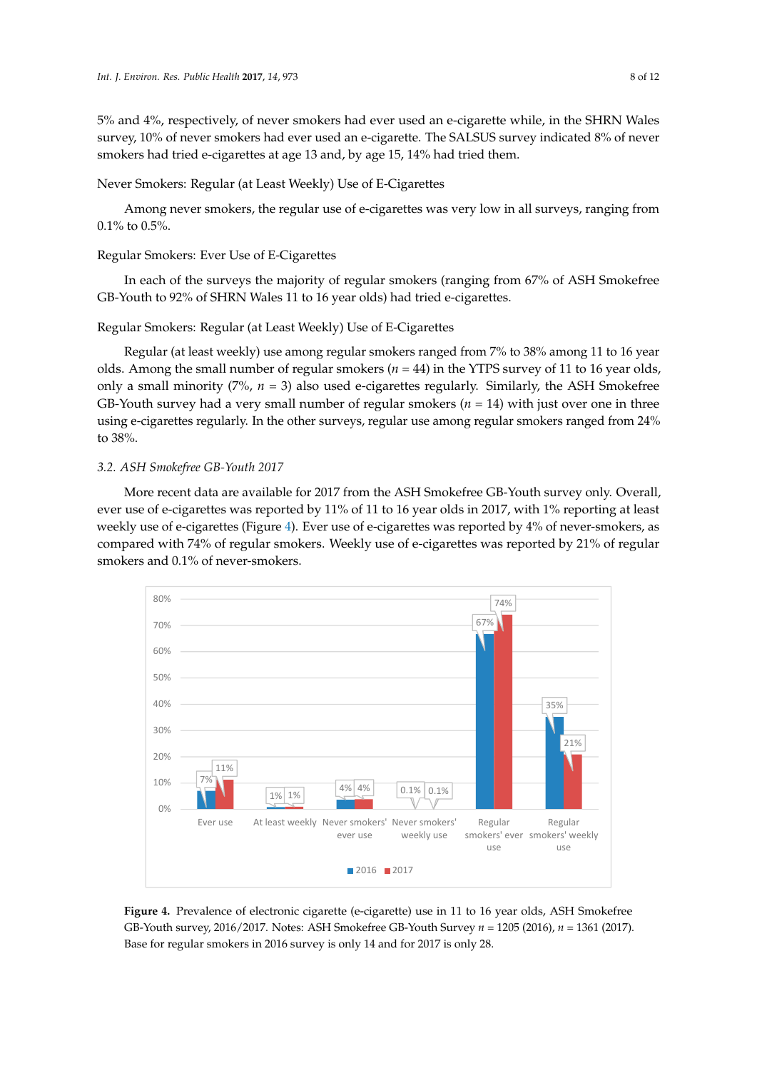5% and 4%, respectively, of never smokers had ever used an e-cigarette while, in the SHRN Wales survey, 10% of never smokers had ever used an e-cigarette. The SALSUS survey indicated 8% of never smokers had tried e-cigarettes at age 13 and, by age 15, 14% had tried them.

Never Smokers: Regular (at Least Weekly) Use of E-Cigarettes

Among never smokers, the regular use of e-cigarettes was very low in all surveys, ranging from 0.1% to 0.5%.

Regular Smokers: Ever Use of E-Cigarettes

In each of the surveys the majority of regular smokers (ranging from 67% of ASH Smokefree GB-Youth to 92% of SHRN Wales 11 to 16 year olds) had tried e-cigarettes.

Regular Smokers: Regular (at Least Weekly) Use of E-Cigarettes

Regular (at least weekly) use among regular smokers ranged from 7% to 38% among 11 to 16 year olds. Among the small number of regular smokers ($n$ = 44) in the YTPS survey of 11 to 16 year olds, only a small minority (7%, $n$ = 3) also used e-cigarettes regularly. Similarly, the ASH Smokefree GB-Youth survey had a very small number of regular smokers ($n$ = 14) with just over one in three using e-cigarettes regularly. In the other surveys, regular use among regular smokers ranged from 24% to 38%.

### 3.2. ASH Smokefree GB-Youth 2017

More recent data are available for 2017 from the ASH Smokefree GB-Youth survey only. Overall, ever use of e-cigarettes was reported by 11% of 11 to 16 year olds in 2017, with 1% reporting at least weekly use of e-cigarettes (Figure 4). Ever use of e-cigarettes was reported by 4% of never-smokers, as compared with 74% of regular smokers. Weekly use of e-cigarettes was reported by 21% of regular smokers and 0.1% of never-smokers.

| | 2016 | 2017 |
|---|---|---|
| Ever use | 7% | 11% |
| At least weekly | 1% | 1% |
| Never smokers' ever use | 4% | 4% |
| Never smokers' weekly use | 0.1% | 0.1% |
| Regular smokers' ever use | 67% | 74% |
| Regular smokers' weekly use | 35% | 21% |

**Figure 4.** Prevalence of electronic cigarette (e-cigarette) use in 11 to 16 year olds, ASH Smokefree GB-Youth survey, 2016/2017. Notes: ASH Smokefree GB-Youth Survey $n$ = 1205 (2016), $n$ = 1361 (2017). Base for regular smokers in 2016 survey is only 14 and for 2017 is only 28.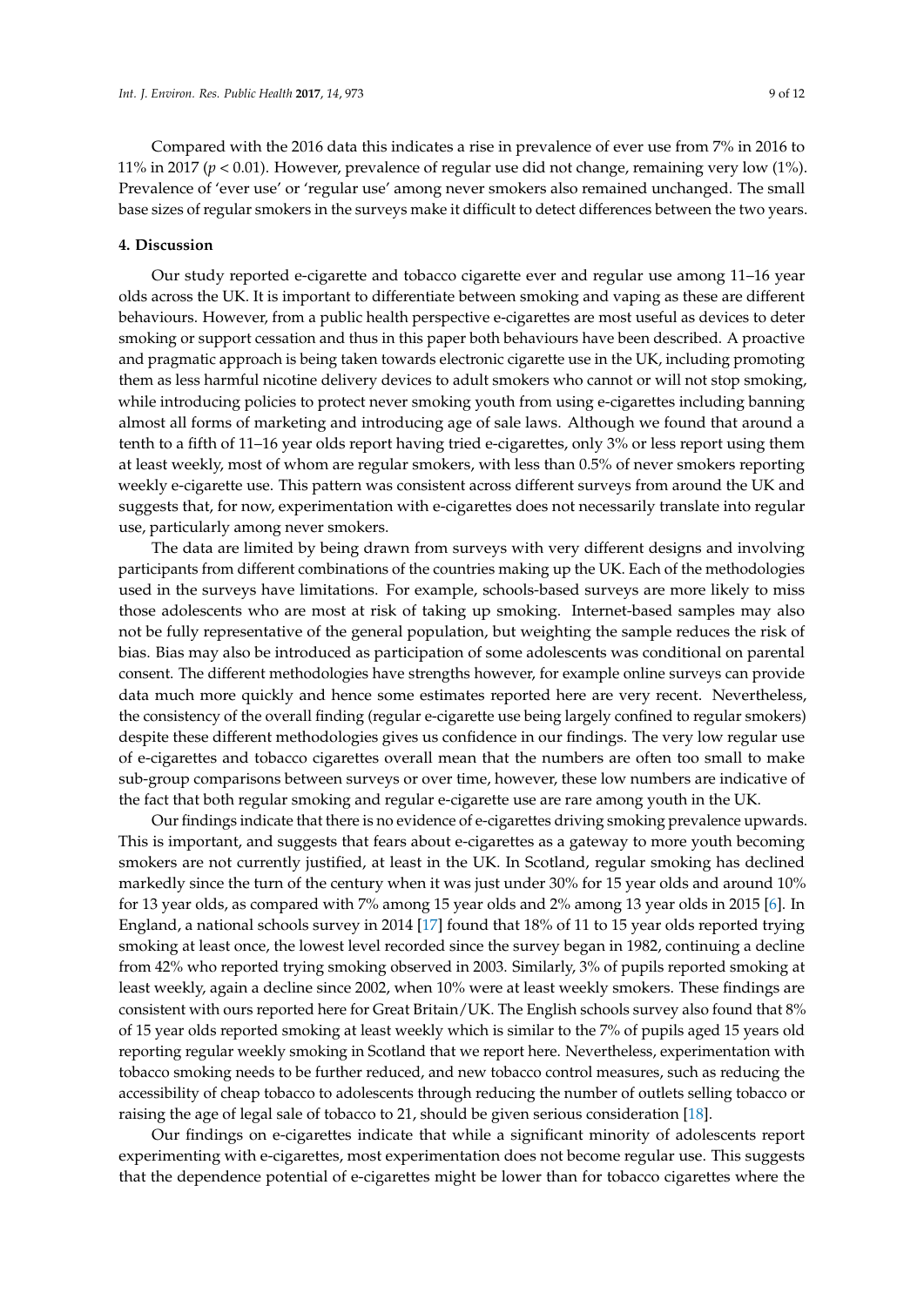Compared with the 2016 data this indicates a rise in prevalence of ever use from 7% in 2016 to 11% in 2017 ($p < 0.01$). However, prevalence of regular use did not change, remaining very low (1%). Prevalence of 'ever use' or 'regular use' among never smokers also remained unchanged. The small base sizes of regular smokers in the surveys make it difficult to detect differences between the two years.

## 4. Discussion

Our study reported e-cigarette and tobacco cigarette ever and regular use among 11–16 year olds across the UK. It is important to differentiate between smoking and vaping as these are different behaviours. However, from a public health perspective e-cigarettes are most useful as devices to deter smoking or support cessation and thus in this paper both behaviours have been described. A proactive and pragmatic approach is being taken towards electronic cigarette use in the UK, including promoting them as less harmful nicotine delivery devices to adult smokers who cannot or will not stop smoking, while introducing policies to protect never smoking youth from using e-cigarettes including banning almost all forms of marketing and introducing age of sale laws. Although we found that around a tenth to a fifth of 11–16 year olds report having tried e-cigarettes, only 3% or less report using them at least weekly, most of whom are regular smokers, with less than 0.5% of never smokers reporting weekly e-cigarette use. This pattern was consistent across different surveys from around the UK and suggests that, for now, experimentation with e-cigarettes does not necessarily translate into regular use, particularly among never smokers.

The data are limited by being drawn from surveys with very different designs and involving participants from different combinations of the countries making up the UK. Each of the methodologies used in the surveys have limitations. For example, schools-based surveys are more likely to miss those adolescents who are most at risk of taking up smoking. Internet-based samples may also not be fully representative of the general population, but weighting the sample reduces the risk of bias. Bias may also be introduced as participation of some adolescents was conditional on parental consent. The different methodologies have strengths however, for example online surveys can provide data much more quickly and hence some estimates reported here are very recent. Nevertheless, the consistency of the overall finding (regular e-cigarette use being largely confined to regular smokers) despite these different methodologies gives us confidence in our findings. The very low regular use of e-cigarettes and tobacco cigarettes overall mean that the numbers are often too small to make sub-group comparisons between surveys or over time, however, these low numbers are indicative of the fact that both regular smoking and regular e-cigarette use are rare among youth in the UK.

Our findings indicate that there is no evidence of e-cigarettes driving smoking prevalence upwards. This is important, and suggests that fears about e-cigarettes as a gateway to more youth becoming smokers are not currently justified, at least in the UK. In Scotland, regular smoking has declined markedly since the turn of the century when it was just under 30% for 15 year olds and around 10% for 13 year olds, as compared with 7% among 15 year olds and 2% among 13 year olds in 2015 [6]. In England, a national schools survey in 2014 [17] found that 18% of 11 to 15 year olds reported trying smoking at least once, the lowest level recorded since the survey began in 1982, continuing a decline from 42% who reported trying smoking observed in 2003. Similarly, 3% of pupils reported smoking at least weekly, again a decline since 2002, when 10% were at least weekly smokers. These findings are consistent with ours reported here for Great Britain/UK. The English schools survey also found that 8% of 15 year olds reported smoking at least weekly which is similar to the 7% of pupils aged 15 years old reporting regular weekly smoking in Scotland that we report here. Nevertheless, experimentation with tobacco smoking needs to be further reduced, and new tobacco control measures, such as reducing the accessibility of cheap tobacco to adolescents through reducing the number of outlets selling tobacco or raising the age of legal sale of tobacco to 21, should be given serious consideration [18].

Our findings on e-cigarettes indicate that while a significant minority of adolescents report experimenting with e-cigarettes, most experimentation does not become regular use. This suggests that the dependence potential of e-cigarettes might be lower than for tobacco cigarettes where the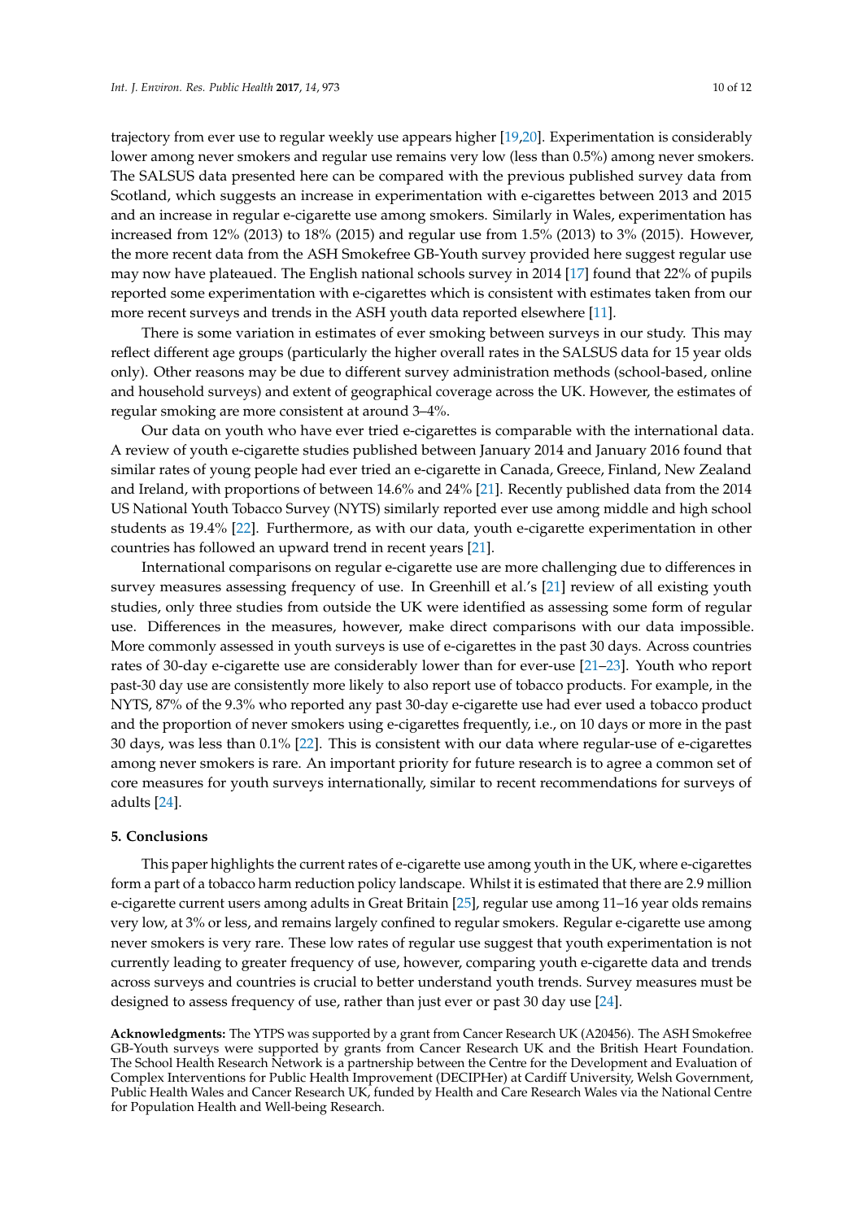trajectory from ever use to regular weekly use appears higher [19,20]. Experimentation is considerably lower among never smokers and regular use remains very low (less than 0.5%) among never smokers. The SALSUS data presented here can be compared with the previous published survey data from Scotland, which suggests an increase in experimentation with e-cigarettes between 2013 and 2015 and an increase in regular e-cigarette use among smokers. Similarly in Wales, experimentation has increased from 12% (2013) to 18% (2015) and regular use from 1.5% (2013) to 3% (2015). However, the more recent data from the ASH Smokefree GB-Youth survey provided here suggest regular use may now have plateaued. The English national schools survey in 2014 [17] found that 22% of pupils reported some experimentation with e-cigarettes which is consistent with estimates taken from our more recent surveys and trends in the ASH youth data reported elsewhere [11].

There is some variation in estimates of ever smoking between surveys in our study. This may reflect different age groups (particularly the higher overall rates in the SALSUS data for 15 year olds only). Other reasons may be due to different survey administration methods (school-based, online and household surveys) and extent of geographical coverage across the UK. However, the estimates of regular smoking are more consistent at around 3–4%.

Our data on youth who have ever tried e-cigarettes is comparable with the international data. A review of youth e-cigarette studies published between January 2014 and January 2016 found that similar rates of young people had ever tried an e-cigarette in Canada, Greece, Finland, New Zealand and Ireland, with proportions of between 14.6% and 24% [21]. Recently published data from the 2014 US National Youth Tobacco Survey (NYTS) similarly reported ever use among middle and high school students as 19.4% [22]. Furthermore, as with our data, youth e-cigarette experimentation in other countries has followed an upward trend in recent years [21].

International comparisons on regular e-cigarette use are more challenging due to differences in survey measures assessing frequency of use. In Greenhill et al.'s [21] review of all existing youth studies, only three studies from outside the UK were identified as assessing some form of regular use. Differences in the measures, however, make direct comparisons with our data impossible. More commonly assessed in youth surveys is use of e-cigarettes in the past 30 days. Across countries rates of 30-day e-cigarette use are considerably lower than for ever-use [21–23]. Youth who report past-30 day use are consistently more likely to also report use of tobacco products. For example, in the NYTS, 87% of the 9.3% who reported any past 30-day e-cigarette use had ever used a tobacco product and the proportion of never smokers using e-cigarettes frequently, i.e., on 10 days or more in the past 30 days, was less than 0.1% [22]. This is consistent with our data where regular-use of e-cigarettes among never smokers is rare. An important priority for future research is to agree a common set of core measures for youth surveys internationally, similar to recent recommendations for surveys of adults [24].

## 5. Conclusions

This paper highlights the current rates of e-cigarette use among youth in the UK, where e-cigarettes form a part of a tobacco harm reduction policy landscape. Whilst it is estimated that there are 2.9 million e-cigarette current users among adults in Great Britain [25], regular use among 11–16 year olds remains very low, at 3% or less, and remains largely confined to regular smokers. Regular e-cigarette use among never smokers is very rare. These low rates of regular use suggest that youth experimentation is not currently leading to greater frequency of use, however, comparing youth e-cigarette data and trends across surveys and countries is crucial to better understand youth trends. Survey measures must be designed to assess frequency of use, rather than just ever or past 30 day use [24].

**Acknowledgments:** The YTPS was supported by a grant from Cancer Research UK (A20456). The ASH Smokefree GB-Youth surveys were supported by grants from Cancer Research UK and the British Heart Foundation. The School Health Research Network is a partnership between the Centre for the Development and Evaluation of Complex Interventions for Public Health Improvement (DECIPHer) at Cardiff University, Welsh Government, Public Health Wales and Cancer Research UK, funded by Health and Care Research Wales via the National Centre for Population Health and Well-being Research.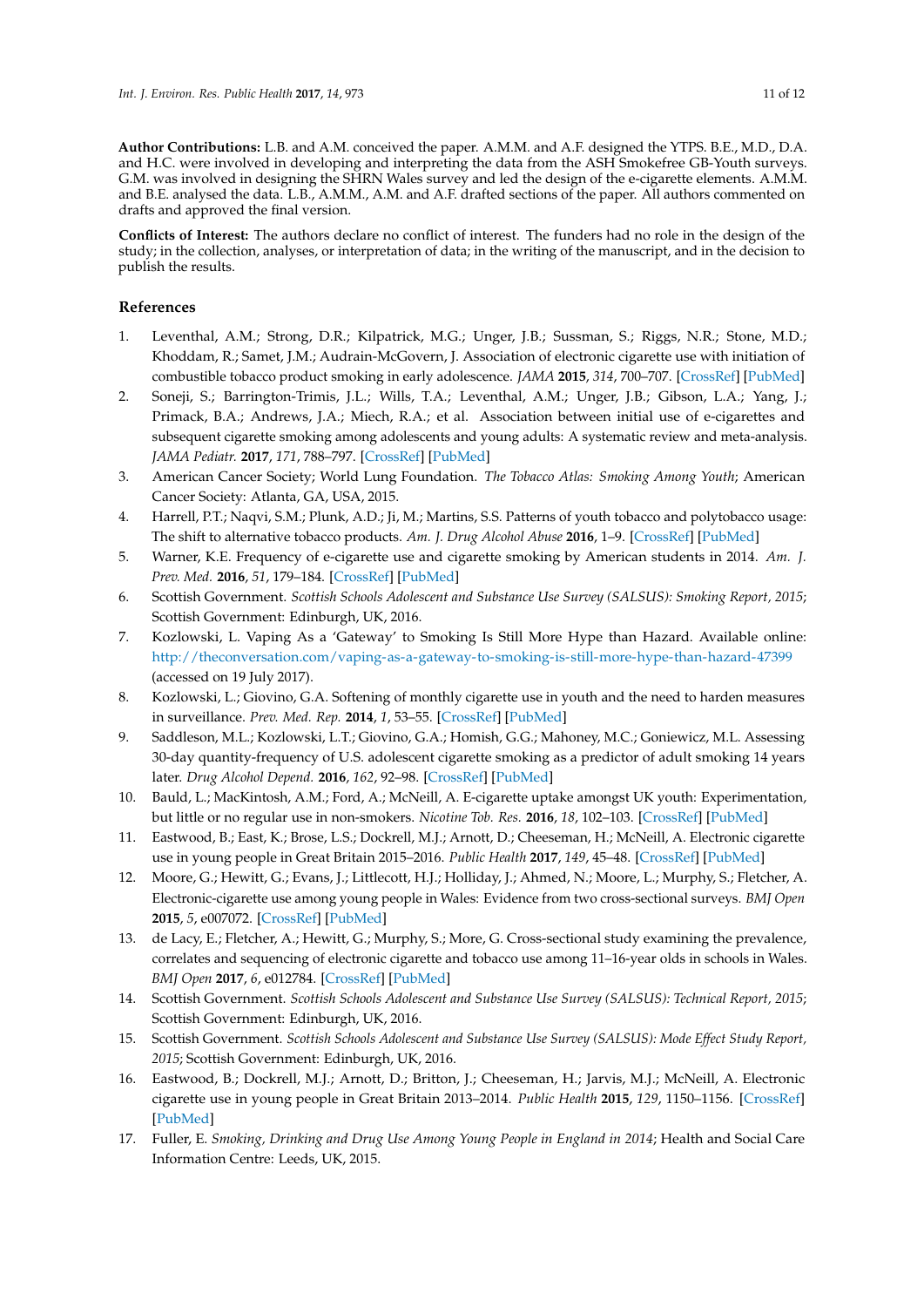**Author Contributions:** L.B. and A.M. conceived the paper. A.M.M. and A.F. designed the YTPS. B.E., M.D., D.A. and H.C. were involved in developing and interpreting the data from the ASH Smokefree GB-Youth surveys. G.M. was involved in designing the SHRN Wales survey and led the design of the e-cigarette elements. A.M.M. and B.E. analysed the data. L.B., A.M.M., A.M. and A.F. drafted sections of the paper. All authors commented on drafts and approved the final version.

**Conflicts of Interest:** The authors declare no conflict of interest. The funders had no role in the design of the study; in the collection, analyses, or interpretation of data; in the writing of the manuscript, and in the decision to publish the results.

## References

1. Leventhal, A.M.; Strong, D.R.; Kilpatrick, M.G.; Unger, J.B.; Sussman, S.; Riggs, N.R.; Stone, M.D.; Khoddam, R.; Samet, J.M.; Audrain-McGovern, J. Association of electronic cigarette use with initiation of combustible tobacco product smoking in early adolescence. *JAMA* **2015**, *314*, 700–707. [CrossRef] [PubMed]
2. Soneji, S.; Barrington-Trimis, J.L.; Wills, T.A.; Leventhal, A.M.; Unger, J.B.; Gibson, L.A.; Yang, J.; Primack, B.A.; Andrews, J.A.; Miech, R.A.; et al. Association between initial use of e-cigarettes and subsequent cigarette smoking among adolescents and young adults: A systematic review and meta-analysis. *JAMA Pediatr.* **2017**, *171*, 788–797. [CrossRef] [PubMed]
3. American Cancer Society; World Lung Foundation. *The Tobacco Atlas: Smoking Among Youth*; American Cancer Society: Atlanta, GA, USA, 2015.
4. Harrell, P.T.; Naqvi, S.M.; Plunk, A.D.; Ji, M.; Martins, S.S. Patterns of youth tobacco and polytobacco usage: The shift to alternative tobacco products. *Am. J. Drug Alcohol Abuse* **2016**, 1–9. [CrossRef] [PubMed]
5. Warner, K.E. Frequency of e-cigarette use and cigarette smoking by American students in 2014. *Am. J. Prev. Med.* **2016**, *51*, 179–184. [CrossRef] [PubMed]
6. Scottish Government. *Scottish Schools Adolescent and Substance Use Survey (SALSUS): Smoking Report, 2015*; Scottish Government: Edinburgh, UK, 2016.
7. Kozlowski, L. Vaping As a 'Gateway' to Smoking Is Still More Hype than Hazard. Available online: http://theconversation.com/vaping-as-a-gateway-to-smoking-is-still-more-hype-than-hazard-47399 (accessed on 19 July 2017).
8. Kozlowski, L.; Giovino, G.A. Softening of monthly cigarette use in youth and the need to harden measures in surveillance. *Prev. Med. Rep.* **2014**, *1*, 53–55. [CrossRef] [PubMed]
9. Saddleson, M.L.; Kozlowski, L.T.; Giovino, G.A.; Homish, G.G.; Mahoney, M.C.; Goniewicz, M.L. Assessing 30-day quantity-frequency of U.S. adolescent cigarette smoking as a predictor of adult smoking 14 years later. *Drug Alcohol Depend.* **2016**, *162*, 92–98. [CrossRef] [PubMed]
10. Bauld, L.; MacKintosh, A.M.; Ford, A.; McNeill, A. E-cigarette uptake amongst UK youth: Experimentation, but little or no regular use in non-smokers. *Nicotine Tob. Res.* **2016**, *18*, 102–103. [CrossRef] [PubMed]
11. Eastwood, B.; East, K.; Brose, L.S.; Dockrell, M.J.; Arnott, D.; Cheeseman, H.; McNeill, A. Electronic cigarette use in young people in Great Britain 2015–2016. *Public Health* **2017**, *149*, 45–48. [CrossRef] [PubMed]
12. Moore, G.; Hewitt, G.; Evans, J.; Littlecott, H.J.; Holliday, J.; Ahmed, N.; Moore, L.; Murphy, S.; Fletcher, A. Electronic-cigarette use among young people in Wales: Evidence from two cross-sectional surveys. *BMJ Open* **2015**, *5*, e007072. [CrossRef] [PubMed]
13. de Lacy, E.; Fletcher, A.; Hewitt, G.; Murphy, S.; More, G. Cross-sectional study examining the prevalence, correlates and sequencing of electronic cigarette and tobacco use among 11–16-year olds in schools in Wales. *BMJ Open* **2017**, *6*, e012784. [CrossRef] [PubMed]
14. Scottish Government. *Scottish Schools Adolescent and Substance Use Survey (SALSUS): Technical Report, 2015*; Scottish Government: Edinburgh, UK, 2016.
15. Scottish Government. *Scottish Schools Adolescent and Substance Use Survey (SALSUS): Mode Effect Study Report, 2015*; Scottish Government: Edinburgh, UK, 2016.
16. Eastwood, B.; Dockrell, M.J.; Arnott, D.; Britton, J.; Cheeseman, H.; Jarvis, M.J.; McNeill, A. Electronic cigarette use in young people in Great Britain 2013–2014. *Public Health* **2015**, *129*, 1150–1156. [CrossRef] [PubMed]
17. Fuller, E. *Smoking, Drinking and Drug Use Among Young People in England in 2014*; Health and Social Care Information Centre: Leeds, UK, 2015.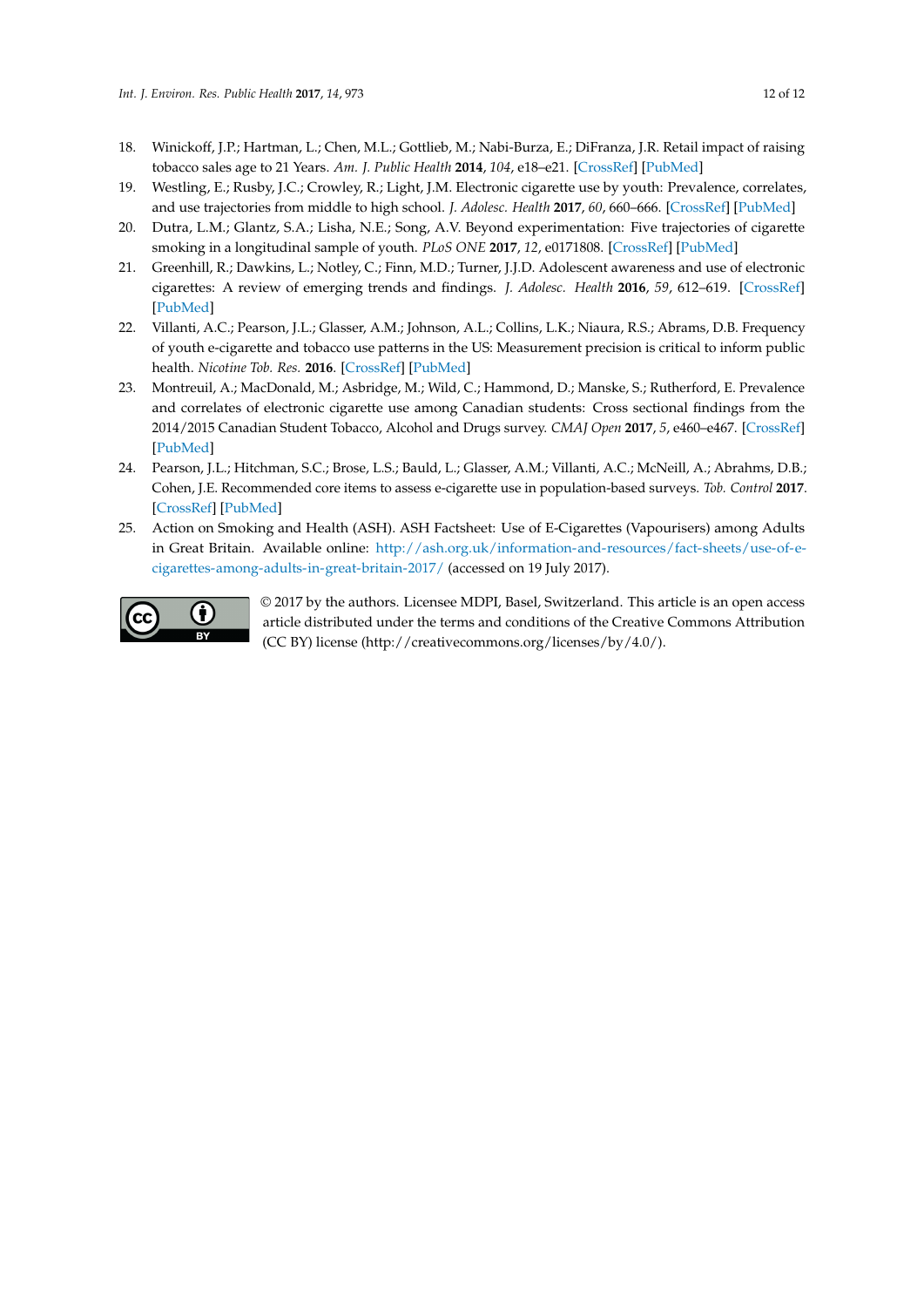18. Winickoff, J.P.; Hartman, L.; Chen, M.L.; Gottlieb, M.; Nabi-Burza, E.; DiFranza, J.R. Retail impact of raising tobacco sales age to 21 Years. *Am. J. Public Health* **2014**, *104*, e18–e21. [CrossRef] [PubMed]
19. Westling, E.; Rusby, J.C.; Crowley, R.; Light, J.M. Electronic cigarette use by youth: Prevalence, correlates, and use trajectories from middle to high school. *J. Adolesc. Health* **2017**, *60*, 660–666. [CrossRef] [PubMed]
20. Dutra, L.M.; Glantz, S.A.; Lisha, N.E.; Song, A.V. Beyond experimentation: Five trajectories of cigarette smoking in a longitudinal sample of youth. *PLoS ONE* **2017**, *12*, e0171808. [CrossRef] [PubMed]
21. Greenhill, R.; Dawkins, L.; Notley, C.; Finn, M.D.; Turner, J.J.D. Adolescent awareness and use of electronic cigarettes: A review of emerging trends and findings. *J. Adolesc. Health* **2016**, *59*, 612–619. [CrossRef] [PubMed]
22. Villanti, A.C.; Pearson, J.L.; Glasser, A.M.; Johnson, A.L.; Collins, L.K.; Niaura, R.S.; Abrams, D.B. Frequency of youth e-cigarette and tobacco use patterns in the US: Measurement precision is critical to inform public health. *Nicotine Tob. Res.* **2016**. [CrossRef] [PubMed]
23. Montreuil, A.; MacDonald, M.; Asbridge, M.; Wild, C.; Hammond, D.; Manske, S.; Rutherford, E. Prevalence and correlates of electronic cigarette use among Canadian students: Cross sectional findings from the 2014/2015 Canadian Student Tobacco, Alcohol and Drugs survey. *CMAJ Open* **2017**, *5*, e460–e467. [CrossRef] [PubMed]
24. Pearson, J.L.; Hitchman, S.C.; Brose, L.S.; Bauld, L.; Glasser, A.M.; Villanti, A.C.; McNeill, A.; Abrahms, D.B.; Cohen, J.E. Recommended core items to assess e-cigarette use in population-based surveys. *Tob. Control* **2017**. [CrossRef] [PubMed]
25. Action on Smoking and Health (ASH). ASH Factsheet: Use of E-Cigarettes (Vapourisers) among Adults in Great Britain. Available online: http://ash.org.uk/information-and-resources/fact-sheets/use-of-e-cigarettes-among-adults-in-great-britain-2017/ (accessed on 19 July 2017).

© 2017 by the authors. Licensee MDPI, Basel, Switzerland. This article is an open access article distributed under the terms and conditions of the Creative Commons Attribution (CC BY) license (http://creativecommons.org/licenses/by/4.0/).